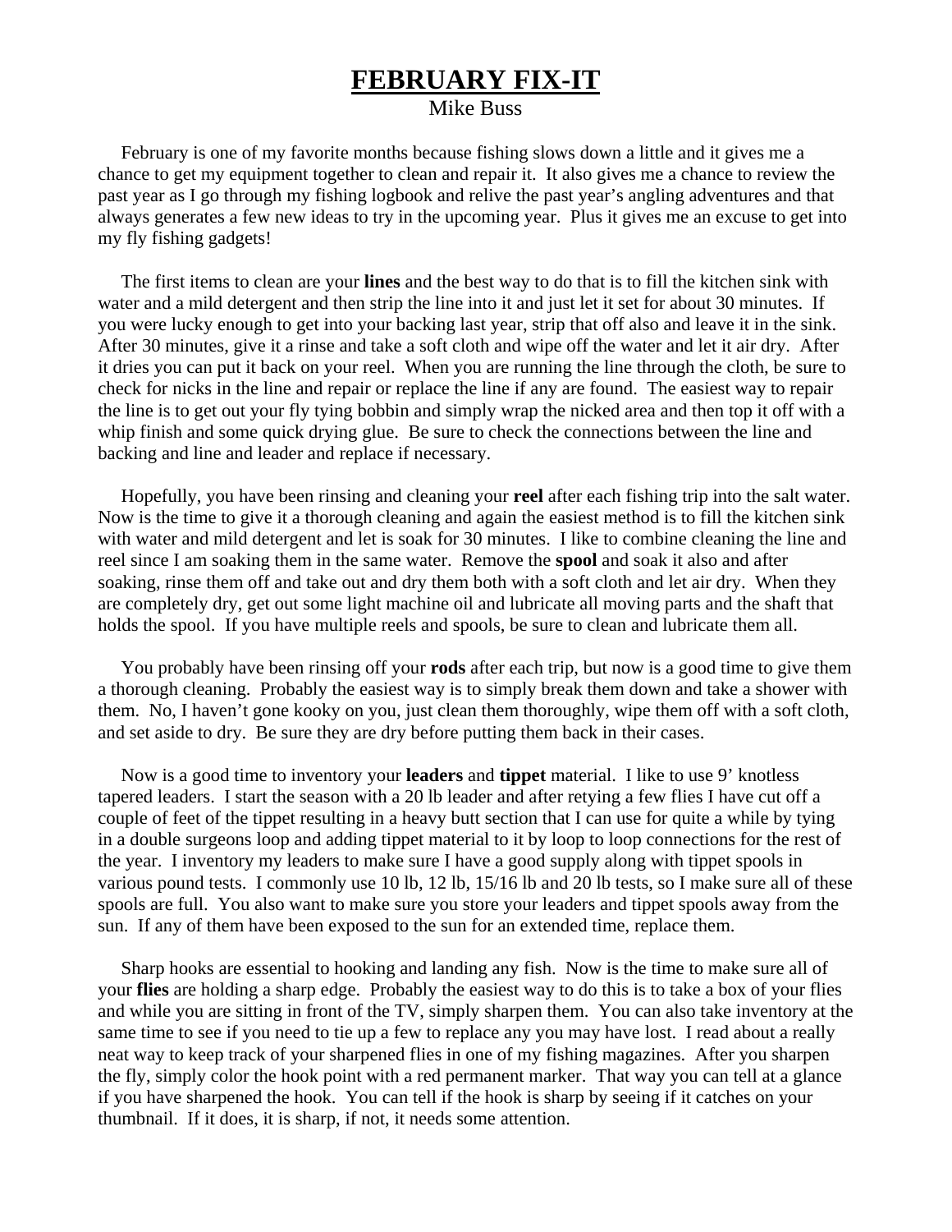# **FEBRUARY FIX-IT**

Mike Buss

February is one of my favorite months because fishing slows down a little and it gives me a chance to get my equipment together to clean and repair it. It also gives me a chance to review the past year as I go through my fishing logbook and relive the past year's angling adventures and that always generates a few new ideas to try in the upcoming year. Plus it gives me an excuse to get into my fly fishing gadgets!

The first items to clean are your **lines** and the best way to do that is to fill the kitchen sink with water and a mild detergent and then strip the line into it and just let it set for about 30 minutes. If you were lucky enough to get into your backing last year, strip that off also and leave it in the sink. After 30 minutes, give it a rinse and take a soft cloth and wipe off the water and let it air dry. After it dries you can put it back on your reel. When you are running the line through the cloth, be sure to check for nicks in the line and repair or replace the line if any are found. The easiest way to repair the line is to get out your fly tying bobbin and simply wrap the nicked area and then top it off with a whip finish and some quick drying glue. Be sure to check the connections between the line and backing and line and leader and replace if necessary.

Hopefully, you have been rinsing and cleaning your **reel** after each fishing trip into the salt water. Now is the time to give it a thorough cleaning and again the easiest method is to fill the kitchen sink with water and mild detergent and let is soak for 30 minutes. I like to combine cleaning the line and reel since I am soaking them in the same water. Remove the **spool** and soak it also and after soaking, rinse them off and take out and dry them both with a soft cloth and let air dry. When they are completely dry, get out some light machine oil and lubricate all moving parts and the shaft that holds the spool. If you have multiple reels and spools, be sure to clean and lubricate them all.

You probably have been rinsing off your **rods** after each trip, but now is a good time to give them a thorough cleaning. Probably the easiest way is to simply break them down and take a shower with them. No, I haven't gone kooky on you, just clean them thoroughly, wipe them off with a soft cloth, and set aside to dry. Be sure they are dry before putting them back in their cases.

Now is a good time to inventory your **leaders** and **tippet** material. I like to use 9' knotless tapered leaders. I start the season with a 20 lb leader and after retying a few flies I have cut off a couple of feet of the tippet resulting in a heavy butt section that I can use for quite a while by tying in a double surgeons loop and adding tippet material to it by loop to loop connections for the rest of the year. I inventory my leaders to make sure I have a good supply along with tippet spools in various pound tests. I commonly use 10 lb, 12 lb, 15/16 lb and 20 lb tests, so I make sure all of these spools are full. You also want to make sure you store your leaders and tippet spools away from the sun. If any of them have been exposed to the sun for an extended time, replace them.

Sharp hooks are essential to hooking and landing any fish. Now is the time to make sure all of your **flies** are holding a sharp edge. Probably the easiest way to do this is to take a box of your flies and while you are sitting in front of the TV, simply sharpen them. You can also take inventory at the same time to see if you need to tie up a few to replace any you may have lost. I read about a really neat way to keep track of your sharpened flies in one of my fishing magazines. After you sharpen the fly, simply color the hook point with a red permanent marker. That way you can tell at a glance if you have sharpened the hook. You can tell if the hook is sharp by seeing if it catches on your thumbnail. If it does, it is sharp, if not, it needs some attention.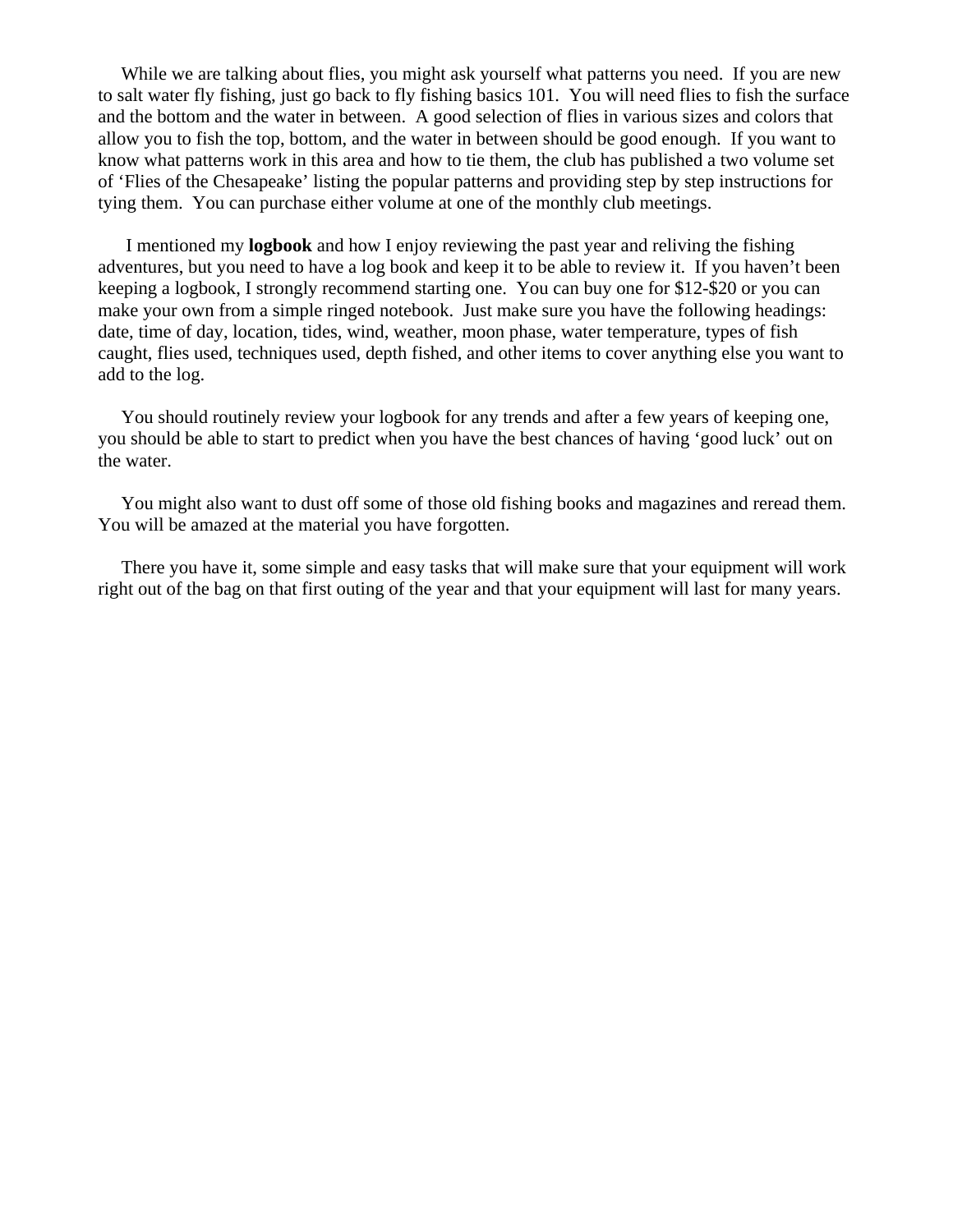While we are talking about flies, you might ask yourself what patterns you need. If you are new to salt water fly fishing, just go back to fly fishing basics 101. You will need flies to fish the surface and the bottom and the water in between. A good selection of flies in various sizes and colors that allow you to fish the top, bottom, and the water in between should be good enough. If you want to know what patterns work in this area and how to tie them, the club has published a two volume set of 'Flies of the Chesapeake' listing the popular patterns and providing step by step instructions for tying them. You can purchase either volume at one of the monthly club meetings.

I mentioned my **logbook** and how I enjoy reviewing the past year and reliving the fishing adventures, but you need to have a log book and keep it to be able to review it. If you haven't been keeping a logbook, I strongly recommend starting one. You can buy one for $12-$20 or you can make your own from a simple ringed notebook. Just make sure you have the following headings: date, time of day, location, tides, wind, weather, moon phase, water temperature, types of fish caught, flies used, techniques used, depth fished, and other items to cover anything else you want to add to the log.

You should routinely review your logbook for any trends and after a few years of keeping one, you should be able to start to predict when you have the best chances of having 'good luck' out on the water.

You might also want to dust off some of those old fishing books and magazines and reread them. You will be amazed at the material you have forgotten.

There you have it, some simple and easy tasks that will make sure that your equipment will work right out of the bag on that first outing of the year and that your equipment will last for many years.